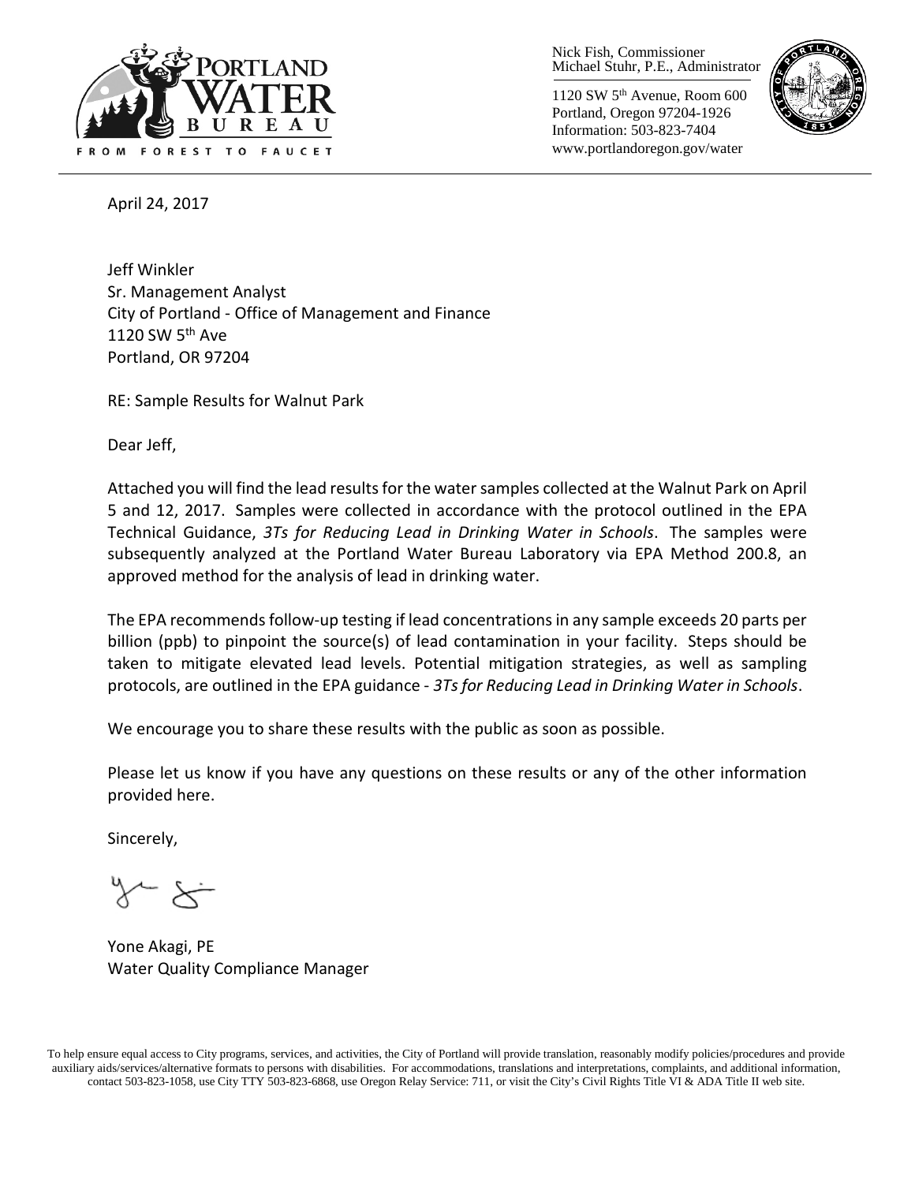Nick Fish, Commissioner
Michael Stuhr, P.E., Administrator

1120 SW 5th Avenue, Room 600
Portland, Oregon 97204-1926
Information: 503-823-7404
www.portlandoregon.gov/water

April 24, 2017

Jeff Winkler
Sr. Management Analyst
City of Portland - Office of Management and Finance
1120 SW 5th Ave
Portland, OR 97204

RE: Sample Results for Walnut Park

Dear Jeff,

Attached you will find the lead results for the water samples collected at the Walnut Park on April 5 and 12, 2017. Samples were collected in accordance with the protocol outlined in the EPA Technical Guidance, *3Ts for Reducing Lead in Drinking Water in Schools*. The samples were subsequently analyzed at the Portland Water Bureau Laboratory via EPA Method 200.8, an approved method for the analysis of lead in drinking water.

The EPA recommends follow-up testing if lead concentrations in any sample exceeds 20 parts per billion (ppb) to pinpoint the source(s) of lead contamination in your facility. Steps should be taken to mitigate elevated lead levels. Potential mitigation strategies, as well as sampling protocols, are outlined in the EPA guidance - *3Ts for Reducing Lead in Drinking Water in Schools*.

We encourage you to share these results with the public as soon as possible.

Please let us know if you have any questions on these results or any of the other information provided here.

Sincerely,

Yone Akagi, PE
Water Quality Compliance Manager

To help ensure equal access to City programs, services, and activities, the City of Portland will provide translation, reasonably modify policies/procedures and provide auxiliary aids/services/alternative formats to persons with disabilities. For accommodations, translations and interpretations, complaints, and additional information, contact 503-823-1058, use City TTY 503-823-6868, use Oregon Relay Service: 711, or visit the City's Civil Rights Title VI & ADA Title II web site.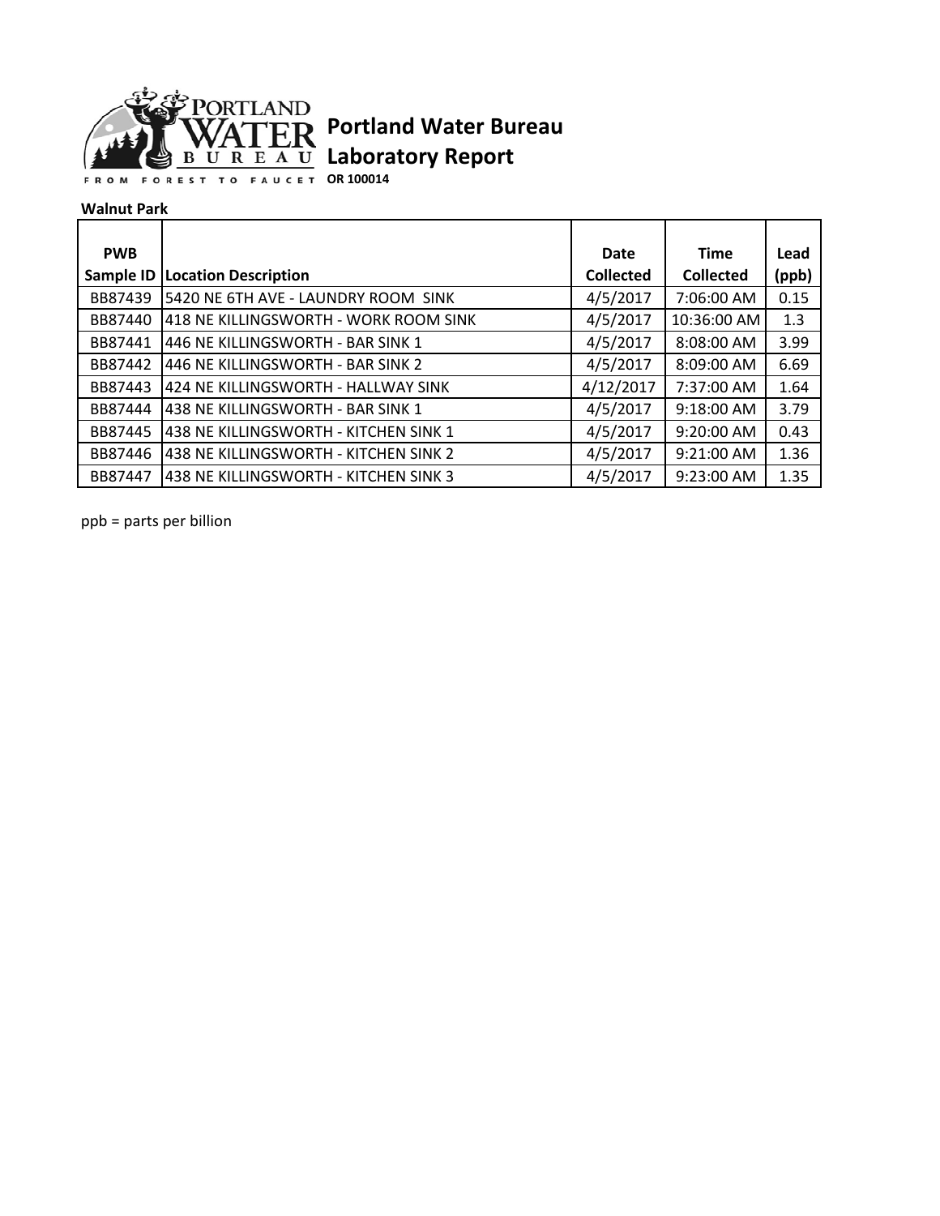# Portland Water Bureau
## Laboratory Report

FROM FOREST TO FAUCET **OR 100014**

**Walnut Park**

| PWB Sample ID | Location Description | Date Collected | Time Collected | Lead (ppb) |
|---|---|---|---|---|
| BB87439 | 5420 NE 6TH AVE - LAUNDRY ROOM SINK | 4/5/2017 | 7:06:00 AM | 0.15 |
| BB87440 | 418 NE KILLINGSWORTH - WORK ROOM SINK | 4/5/2017 | 10:36:00 AM | 1.3 |
| BB87441 | 446 NE KILLINGSWORTH - BAR SINK 1 | 4/5/2017 | 8:08:00 AM | 3.99 |
| BB87442 | 446 NE KILLINGSWORTH - BAR SINK 2 | 4/5/2017 | 8:09:00 AM | 6.69 |
| BB87443 | 424 NE KILLINGSWORTH - HALLWAY SINK | 4/12/2017 | 7:37:00 AM | 1.64 |
| BB87444 | 438 NE KILLINGSWORTH - BAR SINK 1 | 4/5/2017 | 9:18:00 AM | 3.79 |
| BB87445 | 438 NE KILLINGSWORTH - KITCHEN SINK 1 | 4/5/2017 | 9:20:00 AM | 0.43 |
| BB87446 | 438 NE KILLINGSWORTH - KITCHEN SINK 2 | 4/5/2017 | 9:21:00 AM | 1.36 |
| BB87447 | 438 NE KILLINGSWORTH - KITCHEN SINK 3 | 4/5/2017 | 9:23:00 AM | 1.35 |

ppb = parts per billion